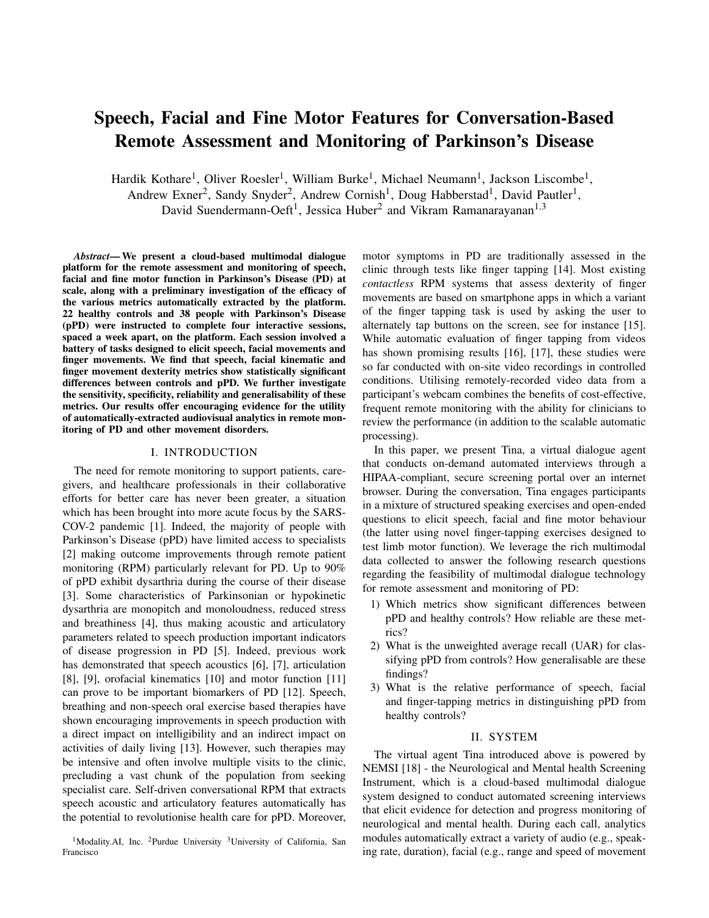# Speech, Facial and Fine Motor Features for Conversation-Based Remote Assessment and Monitoring of Parkinson's Disease

Hardik Kothare[1], Oliver Roesler[1], William Burke[1], Michael Neumann[1], Jackson Liscombe[1], Andrew Exner[2], Sandy Snyder[2], Andrew Cornish[1], Doug Habberstad[1], David Pautler[1], David Suendermann-Oeft[1], Jessica Huber[2] and Vikram Ramanarayanan[1,3]

***Abstract*— We present a cloud-based multimodal dialogue platform for the remote assessment and monitoring of speech, facial and fine motor function in Parkinson's Disease (PD) at scale, along with a preliminary investigation of the efficacy of the various metrics automatically extracted by the platform. 22 healthy controls and 38 people with Parkinson's Disease (pPD) were instructed to complete four interactive sessions, spaced a week apart, on the platform. Each session involved a battery of tasks designed to elicit speech, facial movements and finger movements. We find that speech, facial kinematic and finger movement dexterity metrics show statistically significant differences between controls and pPD. We further investigate the sensitivity, specificity, reliability and generalisability of these metrics. Our results offer encouraging evidence for the utility of automatically-extracted audiovisual analytics in remote monitoring of PD and other movement disorders.**

## I. INTRODUCTION

The need for remote monitoring to support patients, caregivers, and healthcare professionals in their collaborative efforts for better care has never been greater, a situation which has been brought into more acute focus by the SARS-COV-2 pandemic [1]. Indeed, the majority of people with Parkinson's Disease (pPD) have limited access to specialists [2] making outcome improvements through remote patient monitoring (RPM) particularly relevant for PD. Up to 90% of pPD exhibit dysarthria during the course of their disease [3]. Some characteristics of Parkinsonian or hypokinetic dysarthria are monopitch and monoloudness, reduced stress and breathiness [4], thus making acoustic and articulatory parameters related to speech production important indicators of disease progression in PD [5]. Indeed, previous work has demonstrated that speech acoustics [6], [7], articulation [8], [9], orofacial kinematics [10] and motor function [11] can prove to be important biomarkers of PD [12]. Speech, breathing and non-speech oral exercise based therapies have shown encouraging improvements in speech production with a direct impact on intelligibility and an indirect impact on activities of daily living [13]. However, such therapies may be intensive and often involve multiple visits to the clinic, precluding a vast chunk of the population from seeking specialist care. Self-driven conversational RPM that extracts speech acoustic and articulatory features automatically has the potential to revolutionise health care for pPD. Moreover, motor symptoms in PD are traditionally assessed in the clinic through tests like finger tapping [14]. Most existing *contactless* RPM systems that assess dexterity of finger movements are based on smartphone apps in which a variant of the finger tapping task is used by asking the user to alternately tap buttons on the screen, see for instance [15]. While automatic evaluation of finger tapping from videos has shown promising results [16], [17], these studies were so far conducted with on-site video recordings in controlled conditions. Utilising remotely-recorded video data from a participant's webcam combines the benefits of cost-effective, frequent remote monitoring with the ability for clinicians to review the performance (in addition to the scalable automatic processing).

In this paper, we present Tina, a virtual dialogue agent that conducts on-demand automated interviews through a HIPAA-compliant, secure screening portal over an internet browser. During the conversation, Tina engages participants in a mixture of structured speaking exercises and open-ended questions to elicit speech, facial and fine motor behaviour (the latter using novel finger-tapping exercises designed to test limb motor function). We leverage the rich multimodal data collected to answer the following research questions regarding the feasibility of multimodal dialogue technology for remote assessment and monitoring of PD:

1) Which metrics show significant differences between pPD and healthy controls? How reliable are these metrics?
2) What is the unweighted average recall (UAR) for classifying pPD from controls? How generalisable are these findings?
3) What is the relative performance of speech, facial and finger-tapping metrics in distinguishing pPD from healthy controls?

## II. SYSTEM

The virtual agent Tina introduced above is powered by NEMSI [18] - the Neurological and Mental health Screening Instrument, which is a cloud-based multimodal dialogue system designed to conduct automated screening interviews that elicit evidence for detection and progress monitoring of neurological and mental health. During each call, analytics modules automatically extract a variety of audio (e.g., speaking rate, duration), facial (e.g., range and speed of movement

[1]Modality.AI, Inc. [2]Purdue University [3]University of California, San Francisco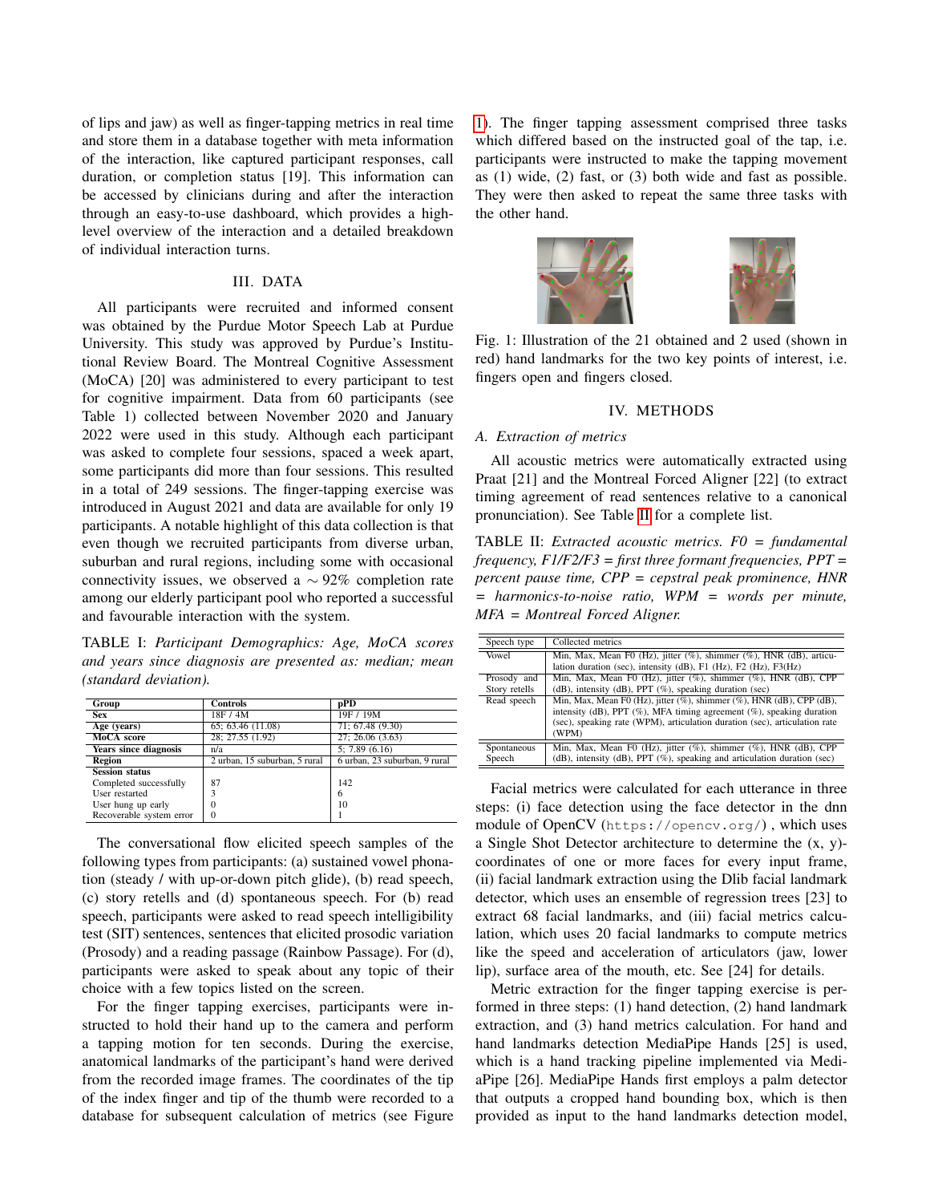of lips and jaw) as well as finger-tapping metrics in real time and store them in a database together with meta information of the interaction, like captured participant responses, call duration, or completion status [19]. This information can be accessed by clinicians during and after the interaction through an easy-to-use dashboard, which provides a high-level overview of the interaction and a detailed breakdown of individual interaction turns.

## III. DATA

All participants were recruited and informed consent was obtained by the Purdue Motor Speech Lab at Purdue University. This study was approved by Purdue's Institutional Review Board. The Montreal Cognitive Assessment (MoCA) [20] was administered to every participant to test for cognitive impairment. Data from 60 participants (see Table 1) collected between November 2020 and January 2022 were used in this study. Although each participant was asked to complete four sessions, spaced a week apart, some participants did more than four sessions. This resulted in a total of 249 sessions. The finger-tapping exercise was introduced in August 2021 and data are available for only 19 participants. A notable highlight of this data collection is that even though we recruited participants from diverse urban, suburban and rural regions, including some with occasional connectivity issues, we observed a $\sim 92\%$ completion rate among our elderly participant pool who reported a successful and favourable interaction with the system.

TABLE I: *Participant Demographics: Age, MoCA scores and years since diagnosis are presented as: median; mean (standard deviation).*

| **Group** | **Controls** | **pPD** |
|---|---|---|
| **Sex** | 18F / 4M | 19F / 19M |
| **Age (years)** | 65; 63.46 (11.08) | 71; 67.48 (9.30) |
| **MoCA score** | 28; 27.55 (1.92) | 27; 26.06 (3.63) |
| **Years since diagnosis** | n/a | 5; 7.89 (6.16) |
| **Region** | 2 urban, 15 suburban, 5 rural | 6 urban, 23 suburban, 9 rural |
| **Session status** | | |
| Completed successfully | 87 | 142 |
| User restarted | 3 | 6 |
| User hung up early | 0 | 10 |
| Recoverable system error | 0 | 1 |

The conversational flow elicited speech samples of the following types from participants: (a) sustained vowel phonation (steady / with up-or-down pitch glide), (b) read speech, (c) story retells and (d) spontaneous speech. For (b) read speech, participants were asked to read speech intelligibility test (SIT) sentences, sentences that elicited prosodic variation (Prosody) and a reading passage (Rainbow Passage). For (d), participants were asked to speak about any topic of their choice with a few topics listed on the screen.

For the finger tapping exercises, participants were instructed to hold their hand up to the camera and perform a tapping motion for ten seconds. During the exercise, anatomical landmarks of the participant's hand were derived from the recorded image frames. The coordinates of the tip of the index finger and tip of the thumb were recorded to a database for subsequent calculation of metrics (see Figure 1). The finger tapping assessment comprised three tasks which differed based on the instructed goal of the tap, i.e. participants were instructed to make the tapping movement as (1) wide, (2) fast, or (3) both wide and fast as possible. They were then asked to repeat the same three tasks with the other hand.

Fig. 1: Illustration of the 21 obtained and 2 used (shown in red) hand landmarks for the two key points of interest, i.e. fingers open and fingers closed.

## IV. METHODS

### A. Extraction of metrics

All acoustic metrics were automatically extracted using Praat [21] and the Montreal Forced Aligner [22] (to extract timing agreement of read sentences relative to a canonical pronunciation). See Table II for a complete list.

TABLE II: *Extracted acoustic metrics. F0 = fundamental frequency, F1/F2/F3 = first three formant frequencies, PPT = percent pause time, CPP = cepstral peak prominence, HNR = harmonics-to-noise ratio, WPM = words per minute, MFA = Montreal Forced Aligner.*

| Speech type | Collected metrics |
|---|---|
| Vowel | Min, Max, Mean F0 (Hz), jitter (%), shimmer (%), HNR (dB), articulation duration (sec), intensity (dB), F1 (Hz), F2 (Hz), F3(Hz) |
| Prosody and Story retells | Min, Max, Mean F0 (Hz), jitter (%), shimmer (%), HNR (dB), CPP (dB), intensity (dB), PPT (%), speaking duration (sec) |
| Read speech | Min, Max, Mean F0 (Hz), jitter (%), shimmer (%), HNR (dB), CPP (dB), intensity (dB), PPT (%), MFA timing agreement (%), speaking duration (sec), speaking rate (WPM), articulation duration (sec), articulation rate (WPM) |
| Spontaneous Speech | Min, Max, Mean F0 (Hz), jitter (%), shimmer (%), HNR (dB), CPP (dB), intensity (dB), PPT (%), speaking and articulation duration (sec) |

Facial metrics were calculated for each utterance in three steps: (i) face detection using the face detector in the dnn module of OpenCV (`https://opencv.org/`) , which uses a Single Shot Detector architecture to determine the (x, y)-coordinates of one or more faces for every input frame, (ii) facial landmark extraction using the Dlib facial landmark detector, which uses an ensemble of regression trees [23] to extract 68 facial landmarks, and (iii) facial metrics calculation, which uses 20 facial landmarks to compute metrics like the speed and acceleration of articulators (jaw, lower lip), surface area of the mouth, etc. See [24] for details.

Metric extraction for the finger tapping exercise is performed in three steps: (1) hand detection, (2) hand landmark extraction, and (3) hand metrics calculation. For hand and hand landmarks detection MediaPipe Hands [25] is used, which is a hand tracking pipeline implemented via MediaPipe [26]. MediaPipe Hands first employs a palm detector that outputs a cropped hand bounding box, which is then provided as input to the hand landmarks detection model,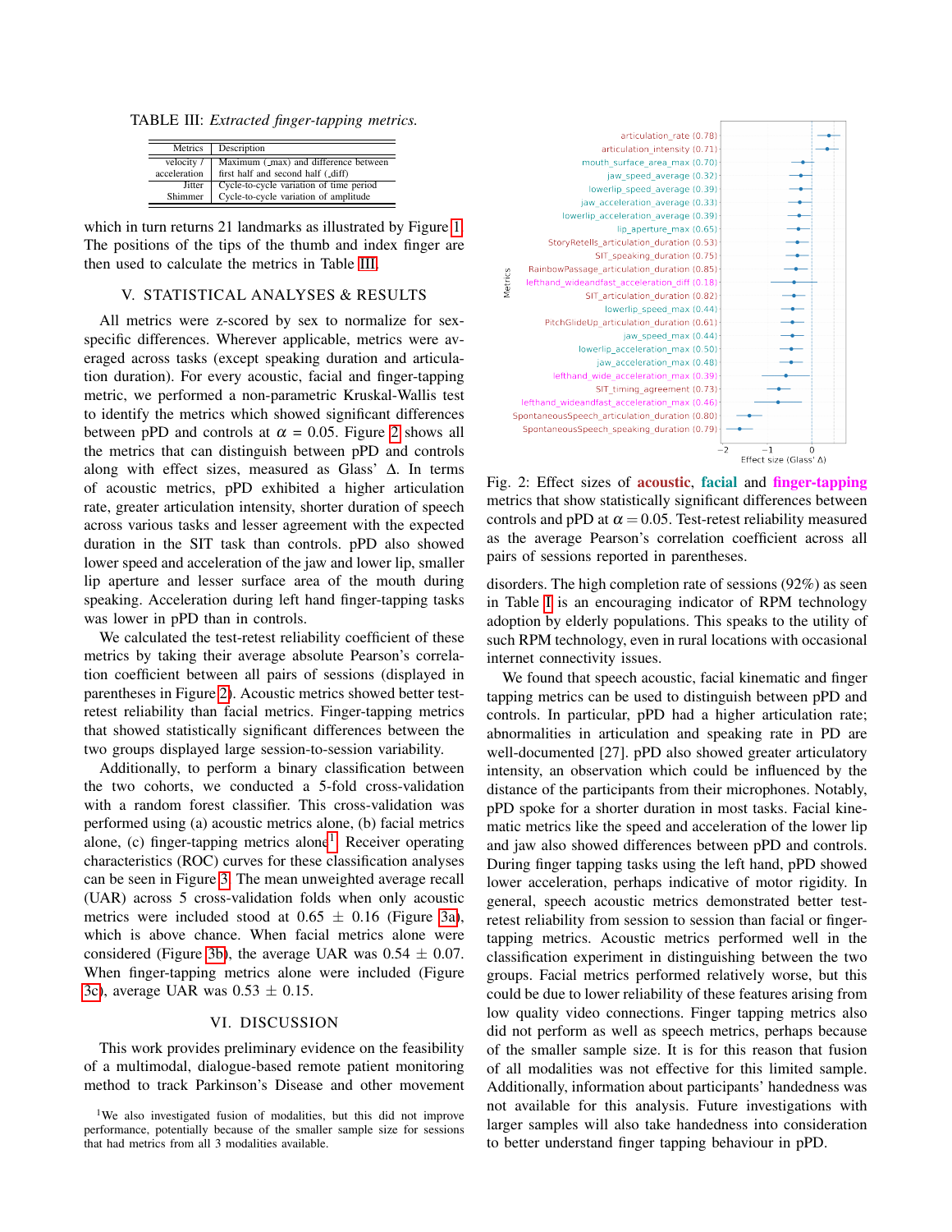TABLE III: *Extracted finger-tapping metrics.*

| Metrics | Description |
|---|---|
| velocity / acceleration | Maximum (_max) and difference between first half and second half (_diff) |
| Jitter | Cycle-to-cycle variation of time period |
| Shimmer | Cycle-to-cycle variation of amplitude |

which in turn returns 21 landmarks as illustrated by Figure 1. The positions of the tips of the thumb and index finger are then used to calculate the metrics in Table III.

## V. STATISTICAL ANALYSES & RESULTS

All metrics were z-scored by sex to normalize for sex-specific differences. Wherever applicable, metrics were averaged across tasks (except speaking duration and articulation duration). For every acoustic, facial and finger-tapping metric, we performed a non-parametric Kruskal-Wallis test to identify the metrics which showed significant differences between pPD and controls at $\alpha$ = 0.05. Figure 2 shows all the metrics that can distinguish between pPD and controls along with effect sizes, measured as Glass' $\Delta$. In terms of acoustic metrics, pPD exhibited a higher articulation rate, greater articulation intensity, shorter duration of speech across various tasks and lesser agreement with the expected duration in the SIT task than controls. pPD also showed lower speed and acceleration of the jaw and lower lip, smaller lip aperture and lesser surface area of the mouth during speaking. Acceleration during left hand finger-tapping tasks was lower in pPD than in controls.

We calculated the test-retest reliability coefficient of these metrics by taking their average absolute Pearson's correlation coefficient between all pairs of sessions (displayed in parentheses in Figure 2). Acoustic metrics showed better test-retest reliability than facial metrics. Finger-tapping metrics that showed statistically significant differences between the two groups displayed large session-to-session variability.

Additionally, to perform a binary classification between the two cohorts, we conducted a 5-fold cross-validation with a random forest classifier. This cross-validation was performed using (a) acoustic metrics alone, (b) facial metrics alone, (c) finger-tapping metrics alone[1]. Receiver operating characteristics (ROC) curves for these classification analyses can be seen in Figure 3. The mean unweighted average recall (UAR) across 5 cross-validation folds when only acoustic metrics were included stood at 0.65 $\pm$ 0.16 (Figure 3a), which is above chance. When facial metrics alone were considered (Figure 3b), the average UAR was 0.54 $\pm$ 0.07. When finger-tapping metrics alone were included (Figure 3c), average UAR was 0.53 $\pm$ 0.15.

## VI. DISCUSSION

This work provides preliminary evidence on the feasibility of a multimodal, dialogue-based remote patient monitoring method to track Parkinson's Disease and other movement disorders. The high completion rate of sessions (92%) as seen in Table I is an encouraging indicator of RPM technology adoption by elderly populations. This speaks to the utility of such RPM technology, even in rural locations with occasional internet connectivity issues.

We found that speech acoustic, facial kinematic and finger tapping metrics can be used to distinguish between pPD and controls. In particular, pPD had a higher articulation rate; abnormalities in articulation and speaking rate in PD are well-documented [27]. pPD also showed greater articulatory intensity, an observation which could be influenced by the distance of the participants from their microphones. Notably, pPD spoke for a shorter duration in most tasks. Facial kinematic metrics like the speed and acceleration of the lower lip and jaw also showed differences between pPD and controls. During finger tapping tasks using the left hand, pPD showed lower acceleration, perhaps indicative of motor rigidity. In general, speech acoustic metrics demonstrated better test-retest reliability from session to session than facial or finger-tapping metrics. Acoustic metrics performed well in the classification experiment in distinguishing between the two groups. Facial metrics performed relatively worse, but this could be due to lower reliability of these features arising from low quality video connections. Finger tapping metrics also did not perform as well as speech metrics, perhaps because of the smaller sample size. It is for this reason that fusion of all modalities was not effective for this limited sample. Additionally, information about participants' handedness was not available for this analysis. Future investigations with larger samples will also take handedness into consideration to better understand finger tapping behaviour in pPD.

Fig. 2: Effect sizes of **acoustic**, **facial** and **finger-tapping** metrics that show statistically significant differences between controls and pPD at $\alpha = 0.05$. Test-retest reliability measured as the average Pearson's correlation coefficient across all pairs of sessions reported in parentheses.

[1] We also investigated fusion of modalities, but this did not improve performance, potentially because of the smaller sample size for sessions that had metrics from all 3 modalities available.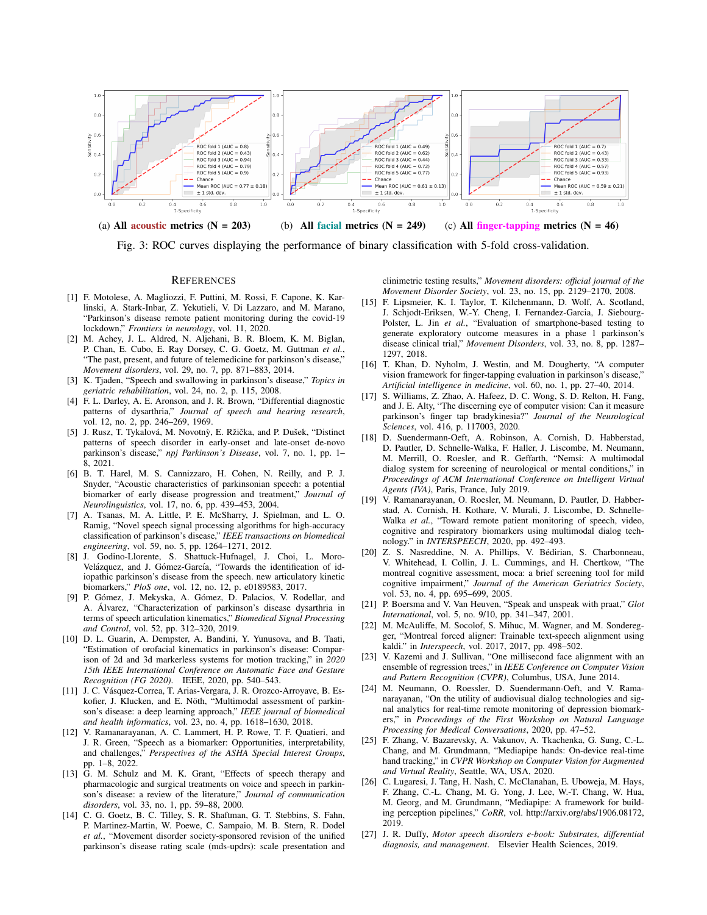ROC fold 1 (AUC = 0.8)
ROC fold 2 (AUC = 0.43)
ROC fold 3 (AUC = 0.94)
ROC fold 4 (AUC = 0.79)
ROC fold 5 (AUC = 0.9)
Chance
Mean ROC (AUC = 0.77 ± 0.18)
± 1 std. dev.

Sensitivity
1-Specificity

(a) All acoustic metrics (N = 203)

ROC fold 1 (AUC = 0.49)
ROC fold 2 (AUC = 0.62)
ROC fold 3 (AUC = 0.44)
ROC fold 4 (AUC = 0.72)
ROC fold 5 (AUC = 0.77)
Chance
Mean ROC (AUC = 0.61 ± 0.13)
± 1 std. dev.

Sensitivity
1-Specificity

(b) All facial metrics (N = 249)

ROC fold 1 (AUC = 0.7)
ROC fold 2 (AUC = 0.43)
ROC fold 3 (AUC = 0.33)
ROC fold 4 (AUC = 0.57)
ROC fold 5 (AUC = 0.93)
Chance
Mean ROC (AUC = 0.59 ± 0.21)
± 1 std. dev.

Sensitivity
1-Specificity

(c) All finger-tapping metrics (N = 46)

Fig. 3: ROC curves displaying the performance of binary classification with 5-fold cross-validation.

## References

[1] F. Motolese, A. Magliozzi, F. Puttini, M. Rossi, F. Capone, K. Karlinski, A. Stark-Inbar, Z. Yekutieli, V. Di Lazzaro, and M. Marano, "Parkinson's disease remote patient monitoring during the covid-19 lockdown," *Frontiers in neurology*, vol. 11, 2020.

[2] M. Achey, J. L. Aldred, N. Aljehani, B. R. Bloem, K. M. Biglan, P. Chan, E. Cubo, E. Ray Dorsey, C. G. Goetz, M. Guttman *et al.*, "The past, present, and future of telemedicine for parkinson's disease," *Movement disorders*, vol. 29, no. 7, pp. 871–883, 2014.

[3] K. Tjaden, "Speech and swallowing in parkinson's disease," *Topics in geriatric rehabilitation*, vol. 24, no. 2, p. 115, 2008.

[4] F. L. Darley, A. E. Aronson, and J. R. Brown, "Differential diagnostic patterns of dysarthria," *Journal of speech and hearing research*, vol. 12, no. 2, pp. 246–269, 1969.

[5] J. Rusz, T. Tykalová, M. Novotnỳ, E. Růžička, and P. Dušek, "Distinct patterns of speech disorder in early-onset and late-onset de-novo parkinson's disease," *npj Parkinson's Disease*, vol. 7, no. 1, pp. 1–8, 2021.

[6] B. T. Harel, M. S. Cannizzaro, H. Cohen, N. Reilly, and P. J. Snyder, "Acoustic characteristics of parkinsonian speech: a potential biomarker of early disease progression and treatment," *Journal of Neurolinguistics*, vol. 17, no. 6, pp. 439–453, 2004.

[7] A. Tsanas, M. A. Little, P. E. McSharry, J. Spielman, and L. O. Ramig, "Novel speech signal processing algorithms for high-accuracy classification of parkinson's disease," *IEEE transactions on biomedical engineering*, vol. 59, no. 5, pp. 1264–1271, 2012.

[8] J. Godino-Llorente, S. Shattuck-Hufnagel, J. Choi, L. Moro-Velázquez, and J. Gómez-García, "Towards the identification of idiopathic parkinson's disease from the speech. new articulatory kinetic biomarkers," *PloS one*, vol. 12, no. 12, p. e0189583, 2017.

[9] P. Gómez, J. Mekyska, A. Gómez, D. Palacios, V. Rodellar, and A. Álvarez, "Characterization of parkinson's disease dysarthria in terms of speech articulation kinematics," *Biomedical Signal Processing and Control*, vol. 52, pp. 312–320, 2019.

[10] D. L. Guarin, A. Dempster, A. Bandini, Y. Yunusova, and B. Taati, "Estimation of orofacial kinematics in parkinson's disease: Comparison of 2d and 3d markerless systems for motion tracking," in *2020 15th IEEE International Conference on Automatic Face and Gesture Recognition (FG 2020)*. IEEE, 2020, pp. 540–543.

[11] J. C. Vásquez-Correa, T. Arias-Vergara, J. R. Orozco-Arroyave, B. Eskofier, J. Klucken, and E. Nöth, "Multimodal assessment of parkinson's disease: a deep learning approach," *IEEE journal of biomedical and health informatics*, vol. 23, no. 4, pp. 1618–1630, 2018.

[12] V. Ramanarayanan, A. C. Lammert, H. P. Rowe, T. F. Quatieri, and J. R. Green, "Speech as a biomarker: Opportunities, interpretability, and challenges," *Perspectives of the ASHA Special Interest Groups*, pp. 1–8, 2022.

[13] G. M. Schulz and M. K. Grant, "Effects of speech therapy and pharmacologic and surgical treatments on voice and speech in parkinson's disease: a review of the literature," *Journal of communication disorders*, vol. 33, no. 1, pp. 59–88, 2000.

[14] C. G. Goetz, B. C. Tilley, S. R. Shaftman, G. T. Stebbins, S. Fahn, P. Martinez-Martin, W. Poewe, C. Sampaio, M. B. Stern, R. Dodel *et al.*, "Movement disorder society-sponsored revision of the unified parkinson's disease rating scale (mds-updrs): scale presentation and clinimetric testing results," *Movement disorders: official journal of the Movement Disorder Society*, vol. 23, no. 15, pp. 2129–2170, 2008.

[15] F. Lipsmeier, K. I. Taylor, T. Kilchenmann, D. Wolf, A. Scotland, J. Schjodt-Eriksen, W.-Y. Cheng, I. Fernandez-Garcia, J. Siebourg-Polster, L. Jin *et al.*, "Evaluation of smartphone-based testing to generate exploratory outcome measures in a phase 1 parkinson's disease clinical trial," *Movement Disorders*, vol. 33, no. 8, pp. 1287–1297, 2018.

[16] T. Khan, D. Nyholm, J. Westin, and M. Dougherty, "A computer vision framework for finger-tapping evaluation in parkinson's disease," *Artificial intelligence in medicine*, vol. 60, no. 1, pp. 27–40, 2014.

[17] S. Williams, Z. Zhao, A. Hafeez, D. C. Wong, S. D. Relton, H. Fang, and J. E. Alty, "The discerning eye of computer vision: Can it measure parkinson's finger tap bradykinesia?" *Journal of the Neurological Sciences*, vol. 416, p. 117003, 2020.

[18] D. Suendermann-Oeft, A. Robinson, A. Cornish, D. Habberstad, D. Pautler, D. Schnelle-Walka, F. Haller, J. Liscombe, M. Neumann, M. Merrill, O. Roesler, and R. Geffarth, "Nemsi: A multimodal dialog system for screening of neurological or mental conditions," in *Proceedings of ACM International Conference on Intelligent Virtual Agents (IVA)*, Paris, France, July 2019.

[19] V. Ramanarayanan, O. Roesler, M. Neumann, D. Pautler, D. Habberstad, A. Cornish, H. Kothare, V. Murali, J. Liscombe, D. Schnelle-Walka *et al.*, "Toward remote patient monitoring of speech, video, cognitive and respiratory biomarkers using multimodal dialog technology." in *INTERSPEECH*, 2020, pp. 492–493.

[20] Z. S. Nasreddine, N. A. Phillips, V. Bédirian, S. Charbonneau, V. Whitehead, I. Collin, J. L. Cummings, and H. Chertkow, "The montreal cognitive assessment, moca: a brief screening tool for mild cognitive impairment," *Journal of the American Geriatrics Society*, vol. 53, no. 4, pp. 695–699, 2005.

[21] P. Boersma and V. Van Heuven, "Speak and unspeak with praat," *Glot International*, vol. 5, no. 9/10, pp. 341–347, 2001.

[22] M. McAuliffe, M. Socolof, S. Mihuc, M. Wagner, and M. Sonderegger, "Montreal forced aligner: Trainable text-speech alignment using kaldi." in *Interspeech*, vol. 2017, 2017, pp. 498–502.

[23] V. Kazemi and J. Sullivan, "One millisecond face alignment with an ensemble of regression trees," in *IEEE Conference on Computer Vision and Pattern Recognition (CVPR)*, Columbus, USA, June 2014.

[24] M. Neumann, O. Roessler, D. Suendermann-Oeft, and V. Ramanarayanan, "On the utility of audiovisual dialog technologies and signal analytics for real-time remote monitoring of depression biomarkers," in *Proceedings of the First Workshop on Natural Language Processing for Medical Conversations*, 2020, pp. 47–52.

[25] F. Zhang, V. Bazarevsky, A. Vakunov, A. Tkachenka, G. Sung, C.-L. Chang, and M. Grundmann, "Mediapipe hands: On-device real-time hand tracking," in *CVPR Workshop on Computer Vision for Augmented and Virtual Reality*, Seattle, WA, USA, 2020.

[26] C. Lugaresi, J. Tang, H. Nash, C. McClanahan, E. Uboweja, M. Hays, F. Zhang, C.-L. Chang, M. G. Yong, J. Lee, W.-T. Chang, W. Hua, M. Georg, and M. Grundmann, "Mediapipe: A framework for building perception pipelines," *CoRR*, vol. http://arxiv.org/abs/1906.08172, 2019.

[27] J. R. Duffy, *Motor speech disorders e-book: Substrates, differential diagnosis, and management*. Elsevier Health Sciences, 2019.